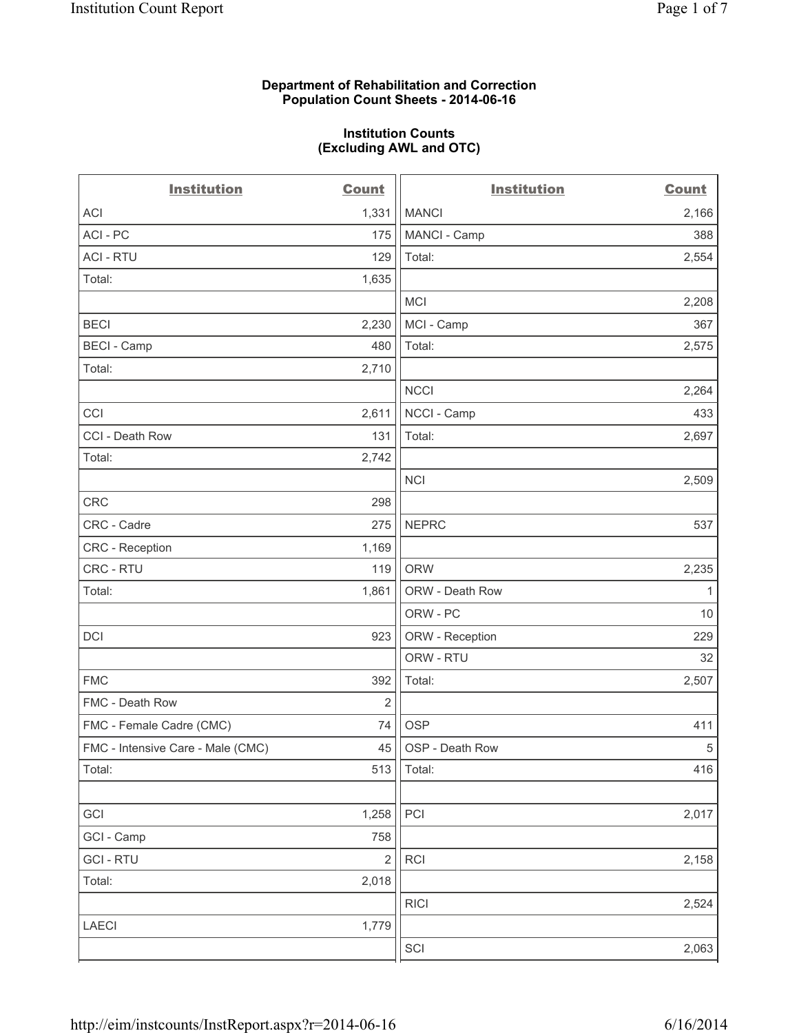**Department of Rehabilitation and Correction**
**Population Count Sheets - 2014-06-16**

**Institution Counts**
**(Excluding AWL and OTC)**

| Institution | Count | Institution | Count |
|---|---|---|---|
| ACI | 1,331 | MANCI | 2,166 |
| ACI - PC | 175 | MANCI - Camp | 388 |
| ACI - RTU | 129 | Total: | 2,554 |
| Total: | 1,635 | | |
| | | MCI | 2,208 |
| BECI | 2,230 | MCI - Camp | 367 |
| BECI - Camp | 480 | Total: | 2,575 |
| Total: | 2,710 | | |
| | | NCCI | 2,264 |
| CCI | 2,611 | NCCI - Camp | 433 |
| CCI - Death Row | 131 | Total: | 2,697 |
| Total: | 2,742 | | |
| | | NCI | 2,509 |
| CRC | 298 | | |
| CRC - Cadre | 275 | NEPRC | 537 |
| CRC - Reception | 1,169 | | |
| CRC - RTU | 119 | ORW | 2,235 |
| Total: | 1,861 | ORW - Death Row | 1 |
| | | ORW - PC | 10 |
| DCI | 923 | ORW - Reception | 229 |
| | | ORW - RTU | 32 |
| FMC | 392 | Total: | 2,507 |
| FMC - Death Row | 2 | | |
| FMC - Female Cadre (CMC) | 74 | OSP | 411 |
| FMC - Intensive Care - Male (CMC) | 45 | OSP - Death Row | 5 |
| Total: | 513 | Total: | 416 |
| | | | |
| GCI | 1,258 | PCI | 2,017 |
| GCI - Camp | 758 | | |
| GCI - RTU | 2 | RCI | 2,158 |
| Total: | 2,018 | | |
| | | RICI | 2,524 |
| LAECI | 1,779 | | |
| | | SCI | 2,063 |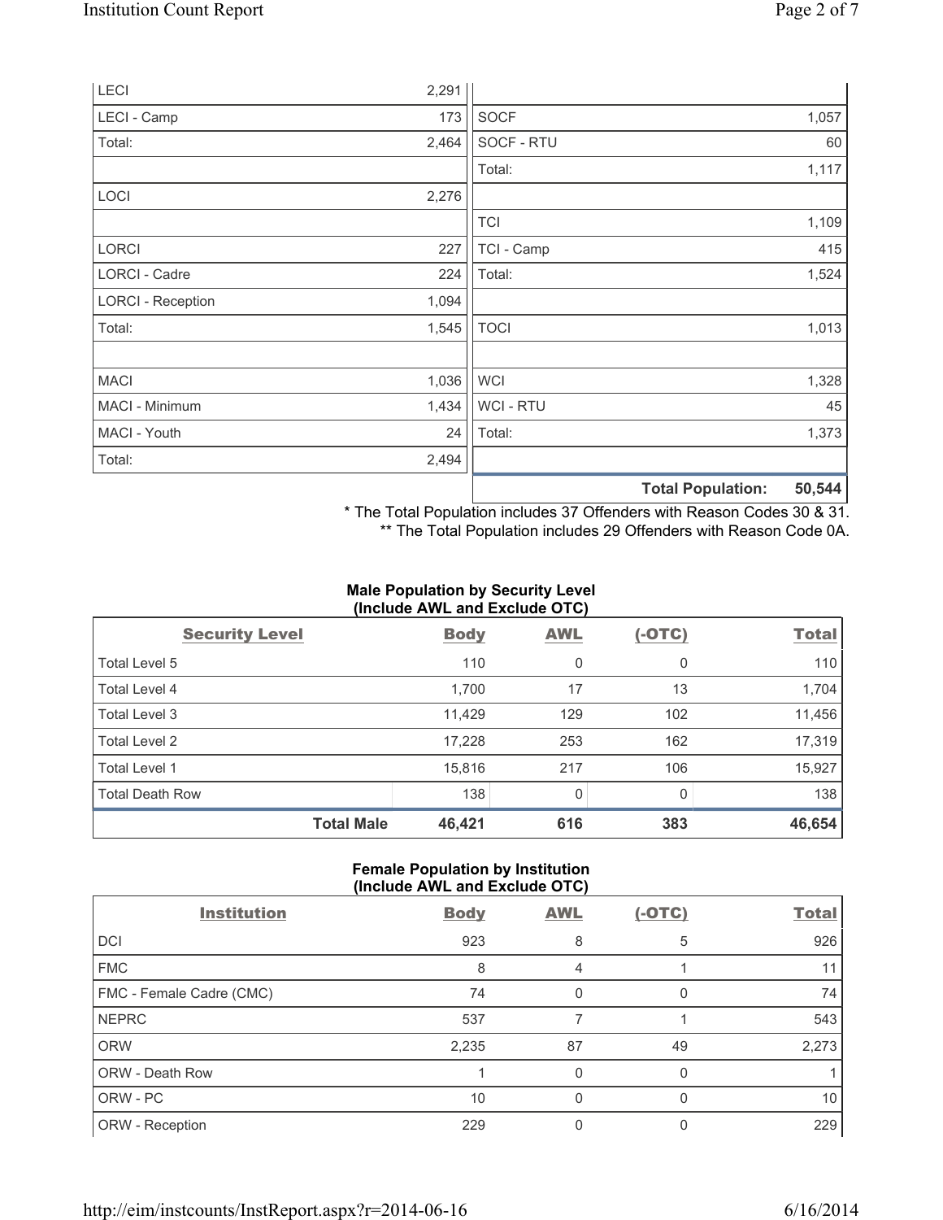| | | | |
|---|---|---|---|
| LECI | 2,291 | | |
| LECI - Camp | 173 | SOCF | 1,057 |
| Total: | 2,464 | SOCF - RTU | 60 |
| | | Total: | 1,117 |
| LOCI | 2,276 | | |
| | | TCI | 1,109 |
| LORCI | 227 | TCI - Camp | 415 |
| LORCI - Cadre | 224 | Total: | 1,524 |
| LORCI - Reception | 1,094 | | |
| Total: | 1,545 | TOCI | 1,013 |
| | | | |
| MACI | 1,036 | WCI | 1,328 |
| MACI - Minimum | 1,434 | WCI - RTU | 45 |
| MACI - Youth | 24 | Total: | 1,373 |
| Total: | 2,494 | | |
| | | **Total Population:** | **50,544** |

\* The Total Population includes 37 Offenders with Reason Codes 30 & 31.
\*\* The Total Population includes 29 Offenders with Reason Code 0A.

### Male Population by Security Level (Include AWL and Exclude OTC)

| Security Level | Body | AWL | (-OTC) | Total |
|---|---|---|---|---|
| Total Level 5 | 110 | 0 | 0 | 110 |
| Total Level 4 | 1,700 | 17 | 13 | 1,704 |
| Total Level 3 | 11,429 | 129 | 102 | 11,456 |
| Total Level 2 | 17,228 | 253 | 162 | 17,319 |
| Total Level 1 | 15,816 | 217 | 106 | 15,927 |
| Total Death Row | 138 | 0 | 0 | 138 |
| **Total Male** | **46,421** | **616** | **383** | **46,654** |

### Female Population by Institution (Include AWL and Exclude OTC)

| Institution | Body | AWL | (-OTC) | Total |
|---|---|---|---|---|
| DCI | 923 | 8 | 5 | 926 |
| FMC | 8 | 4 | 1 | 11 |
| FMC - Female Cadre (CMC) | 74 | 0 | 0 | 74 |
| NEPRC | 537 | 7 | 1 | 543 |
| ORW | 2,235 | 87 | 49 | 2,273 |
| ORW - Death Row | 1 | 0 | 0 | 1 |
| ORW - PC | 10 | 0 | 0 | 10 |
| ORW - Reception | 229 | 0 | 0 | 229 |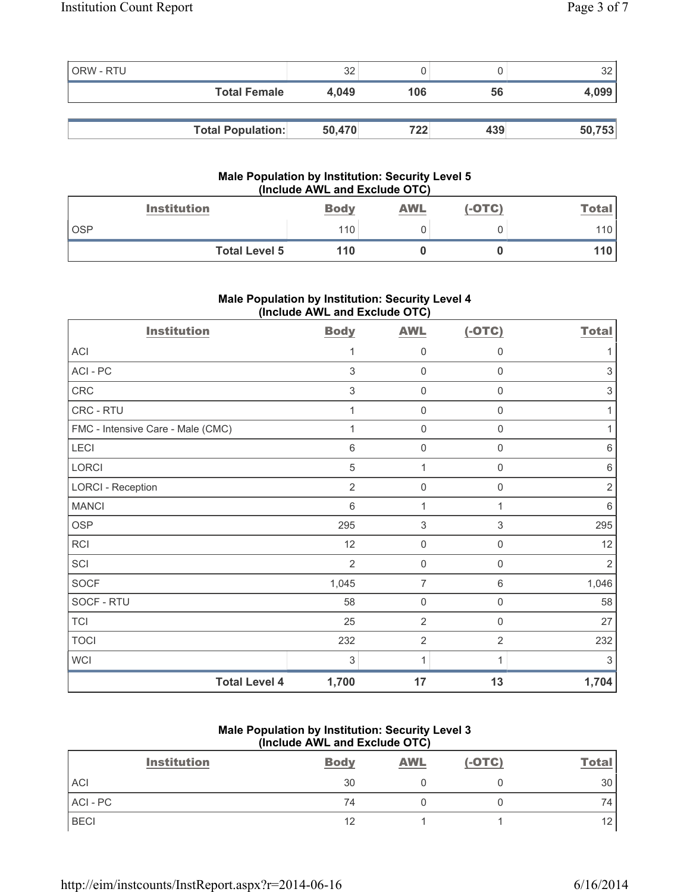| | | | | |
|---|---|---|---|---|
| ORW - RTU | 32 | 0 | 0 | 32 |
| **Total Female** | **4,049** | **106** | **56** | **4,099** |

| | | | | |
|---|---|---|---|---|
| **Total Population:** | **50,470** | **722** | **439** | **50,753** |

### Male Population by Institution: Security Level 5 (Include AWL and Exclude OTC)

| Institution | Body | AWL | (-OTC) | Total |
|---|---|---|---|---|
| OSP | 110 | 0 | 0 | 110 |
| **Total Level 5** | **110** | **0** | **0** | **110** |

### Male Population by Institution: Security Level 4 (Include AWL and Exclude OTC)

| Institution | Body | AWL | (-OTC) | Total |
|---|---|---|---|---|
| ACI | 1 | 0 | 0 | 1 |
| ACI - PC | 3 | 0 | 0 | 3 |
| CRC | 3 | 0 | 0 | 3 |
| CRC - RTU | 1 | 0 | 0 | 1 |
| FMC - Intensive Care - Male (CMC) | 1 | 0 | 0 | 1 |
| LECI | 6 | 0 | 0 | 6 |
| LORCI | 5 | 1 | 0 | 6 |
| LORCI - Reception | 2 | 0 | 0 | 2 |
| MANCI | 6 | 1 | 1 | 6 |
| OSP | 295 | 3 | 3 | 295 |
| RCI | 12 | 0 | 0 | 12 |
| SCI | 2 | 0 | 0 | 2 |
| SOCF | 1,045 | 7 | 6 | 1,046 |
| SOCF - RTU | 58 | 0 | 0 | 58 |
| TCI | 25 | 2 | 0 | 27 |
| TOCI | 232 | 2 | 2 | 232 |
| WCI | 3 | 1 | 1 | 3 |
| **Total Level 4** | **1,700** | **17** | **13** | **1,704** |

### Male Population by Institution: Security Level 3 (Include AWL and Exclude OTC)

| Institution | Body | AWL | (-OTC) | Total |
|---|---|---|---|---|
| ACI | 30 | 0 | 0 | 30 |
| ACI - PC | 74 | 0 | 0 | 74 |
| BECI | 12 | 1 | 1 | 12 |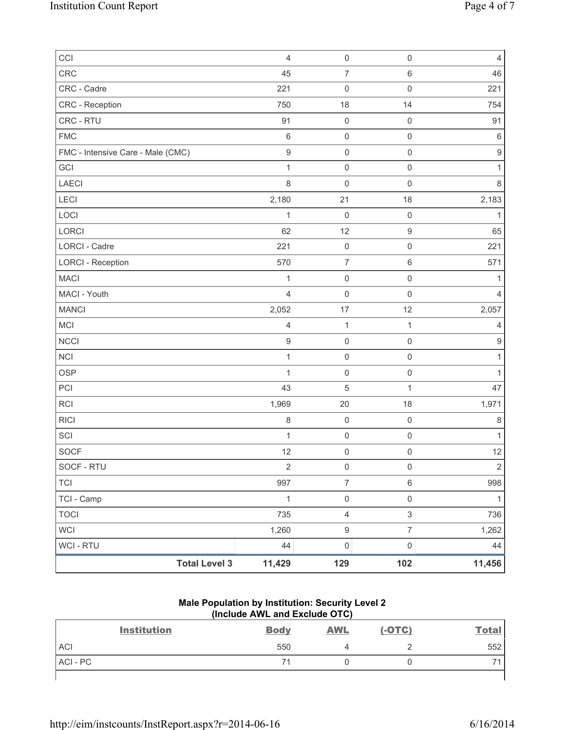| | | | | |
|---|---|---|---|---|
| CCI | 4 | 0 | 0 | 4 |
| CRC | 45 | 7 | 6 | 46 |
| CRC - Cadre | 221 | 0 | 0 | 221 |
| CRC - Reception | 750 | 18 | 14 | 754 |
| CRC - RTU | 91 | 0 | 0 | 91 |
| FMC | 6 | 0 | 0 | 6 |
| FMC - Intensive Care - Male (CMC) | 9 | 0 | 0 | 9 |
| GCI | 1 | 0 | 0 | 1 |
| LAECI | 8 | 0 | 0 | 8 |
| LECI | 2,180 | 21 | 18 | 2,183 |
| LOCI | 1 | 0 | 0 | 1 |
| LORCI | 62 | 12 | 9 | 65 |
| LORCI - Cadre | 221 | 0 | 0 | 221 |
| LORCI - Reception | 570 | 7 | 6 | 571 |
| MACI | 1 | 0 | 0 | 1 |
| MACI - Youth | 4 | 0 | 0 | 4 |
| MANCI | 2,052 | 17 | 12 | 2,057 |
| MCI | 4 | 1 | 1 | 4 |
| NCCI | 9 | 0 | 0 | 9 |
| NCI | 1 | 0 | 0 | 1 |
| OSP | 1 | 0 | 0 | 1 |
| PCI | 43 | 5 | 1 | 47 |
| RCI | 1,969 | 20 | 18 | 1,971 |
| RICI | 8 | 0 | 0 | 8 |
| SCI | 1 | 0 | 0 | 1 |
| SOCF | 12 | 0 | 0 | 12 |
| SOCF - RTU | 2 | 0 | 0 | 2 |
| TCI | 997 | 7 | 6 | 998 |
| TCI - Camp | 1 | 0 | 0 | 1 |
| TOCI | 735 | 4 | 3 | 736 |
| WCI | 1,260 | 9 | 7 | 1,262 |
| WCI - RTU | 44 | 0 | 0 | 44 |
| **Total Level 3** | **11,429** | **129** | **102** | **11,456** |

**Male Population by Institution: Security Level 2**
**(Include AWL and Exclude OTC)**

| Institution | Body | AWL | (-OTC) | Total |
|---|---|---|---|---|
| ACI | 550 | 4 | 2 | 552 |
| ACI - PC | 71 | 0 | 0 | 71 |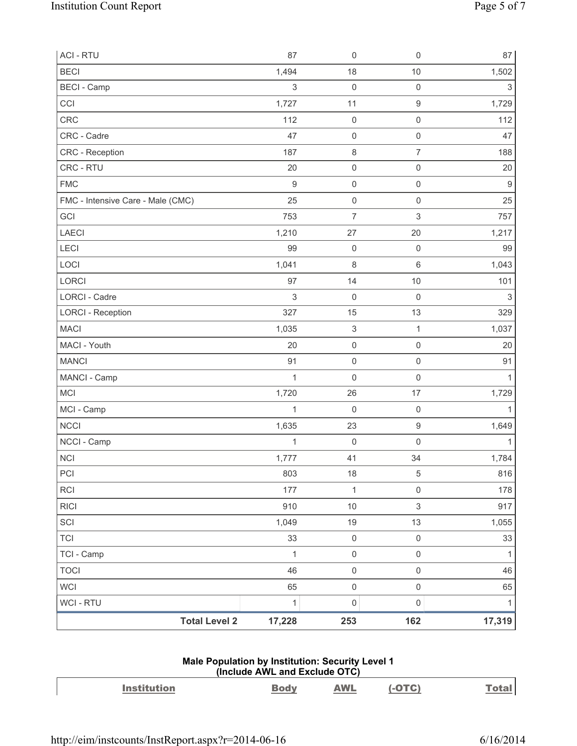| ACI - RTU | 87 | 0 | 0 | 87 |
|---|---|---|---|---|
| BECI | 1,494 | 18 | 10 | 1,502 |
| BECI - Camp | 3 | 0 | 0 | 3 |
| CCI | 1,727 | 11 | 9 | 1,729 |
| CRC | 112 | 0 | 0 | 112 |
| CRC - Cadre | 47 | 0 | 0 | 47 |
| CRC - Reception | 187 | 8 | 7 | 188 |
| CRC - RTU | 20 | 0 | 0 | 20 |
| FMC | 9 | 0 | 0 | 9 |
| FMC - Intensive Care - Male (CMC) | 25 | 0 | 0 | 25 |
| GCI | 753 | 7 | 3 | 757 |
| LAECI | 1,210 | 27 | 20 | 1,217 |
| LECI | 99 | 0 | 0 | 99 |
| LOCI | 1,041 | 8 | 6 | 1,043 |
| LORCI | 97 | 14 | 10 | 101 |
| LORCI - Cadre | 3 | 0 | 0 | 3 |
| LORCI - Reception | 327 | 15 | 13 | 329 |
| MACI | 1,035 | 3 | 1 | 1,037 |
| MACI - Youth | 20 | 0 | 0 | 20 |
| MANCI | 91 | 0 | 0 | 91 |
| MANCI - Camp | 1 | 0 | 0 | 1 |
| MCI | 1,720 | 26 | 17 | 1,729 |
| MCI - Camp | 1 | 0 | 0 | 1 |
| NCCI | 1,635 | 23 | 9 | 1,649 |
| NCCI - Camp | 1 | 0 | 0 | 1 |
| NCI | 1,777 | 41 | 34 | 1,784 |
| PCI | 803 | 18 | 5 | 816 |
| RCI | 177 | 1 | 0 | 178 |
| RICI | 910 | 10 | 3 | 917 |
| SCI | 1,049 | 19 | 13 | 1,055 |
| TCI | 33 | 0 | 0 | 33 |
| TCI - Camp | 1 | 0 | 0 | 1 |
| TOCI | 46 | 0 | 0 | 46 |
| WCI | 65 | 0 | 0 | 65 |
| WCI - RTU | 1 | 0 | 0 | 1 |
| **Total Level 2** | **17,228** | **253** | **162** | **17,319** |

**Male Population by Institution: Security Level 1**
**(Include AWL and Exclude OTC)**

| Institution | Body | AWL | (-OTC) | Total |
|---|---|---|---|---|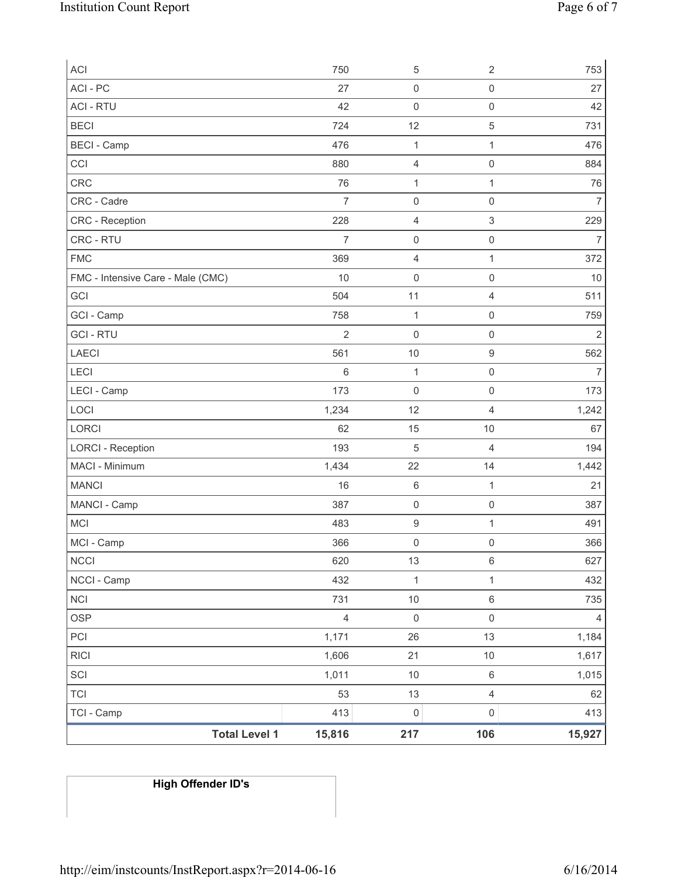| | | | | |
|---|---|---|---|---|
| ACI | 750 | 5 | 2 | 753 |
| ACI - PC | 27 | 0 | 0 | 27 |
| ACI - RTU | 42 | 0 | 0 | 42 |
| BECI | 724 | 12 | 5 | 731 |
| BECI - Camp | 476 | 1 | 1 | 476 |
| CCI | 880 | 4 | 0 | 884 |
| CRC | 76 | 1 | 1 | 76 |
| CRC - Cadre | 7 | 0 | 0 | 7 |
| CRC - Reception | 228 | 4 | 3 | 229 |
| CRC - RTU | 7 | 0 | 0 | 7 |
| FMC | 369 | 4 | 1 | 372 |
| FMC - Intensive Care - Male (CMC) | 10 | 0 | 0 | 10 |
| GCI | 504 | 11 | 4 | 511 |
| GCI - Camp | 758 | 1 | 0 | 759 |
| GCI - RTU | 2 | 0 | 0 | 2 |
| LAECI | 561 | 10 | 9 | 562 |
| LECI | 6 | 1 | 0 | 7 |
| LECI - Camp | 173 | 0 | 0 | 173 |
| LOCI | 1,234 | 12 | 4 | 1,242 |
| LORCI | 62 | 15 | 10 | 67 |
| LORCI - Reception | 193 | 5 | 4 | 194 |
| MACI - Minimum | 1,434 | 22 | 14 | 1,442 |
| MANCI | 16 | 6 | 1 | 21 |
| MANCI - Camp | 387 | 0 | 0 | 387 |
| MCI | 483 | 9 | 1 | 491 |
| MCI - Camp | 366 | 0 | 0 | 366 |
| NCCI | 620 | 13 | 6 | 627 |
| NCCI - Camp | 432 | 1 | 1 | 432 |
| NCI | 731 | 10 | 6 | 735 |
| OSP | 4 | 0 | 0 | 4 |
| PCI | 1,171 | 26 | 13 | 1,184 |
| RICI | 1,606 | 21 | 10 | 1,617 |
| SCI | 1,011 | 10 | 6 | 1,015 |
| TCI | 53 | 13 | 4 | 62 |
| TCI - Camp | 413 | 0 | 0 | 413 |
| **Total Level 1** | **15,816** | **217** | **106** | **15,927** |

**High Offender ID's**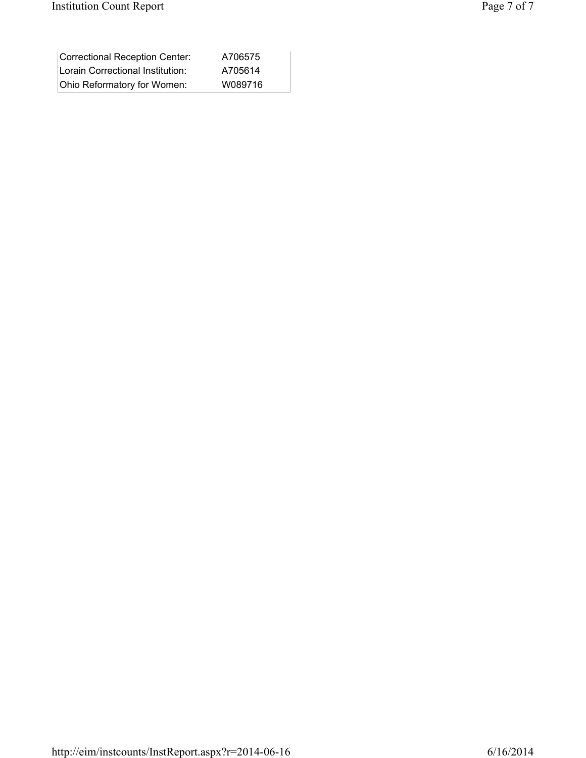| | |
|---|---|
| Correctional Reception Center: | A706575 |
| Lorain Correctional Institution: | A705614 |
| Ohio Reformatory for Women: | W089716 |